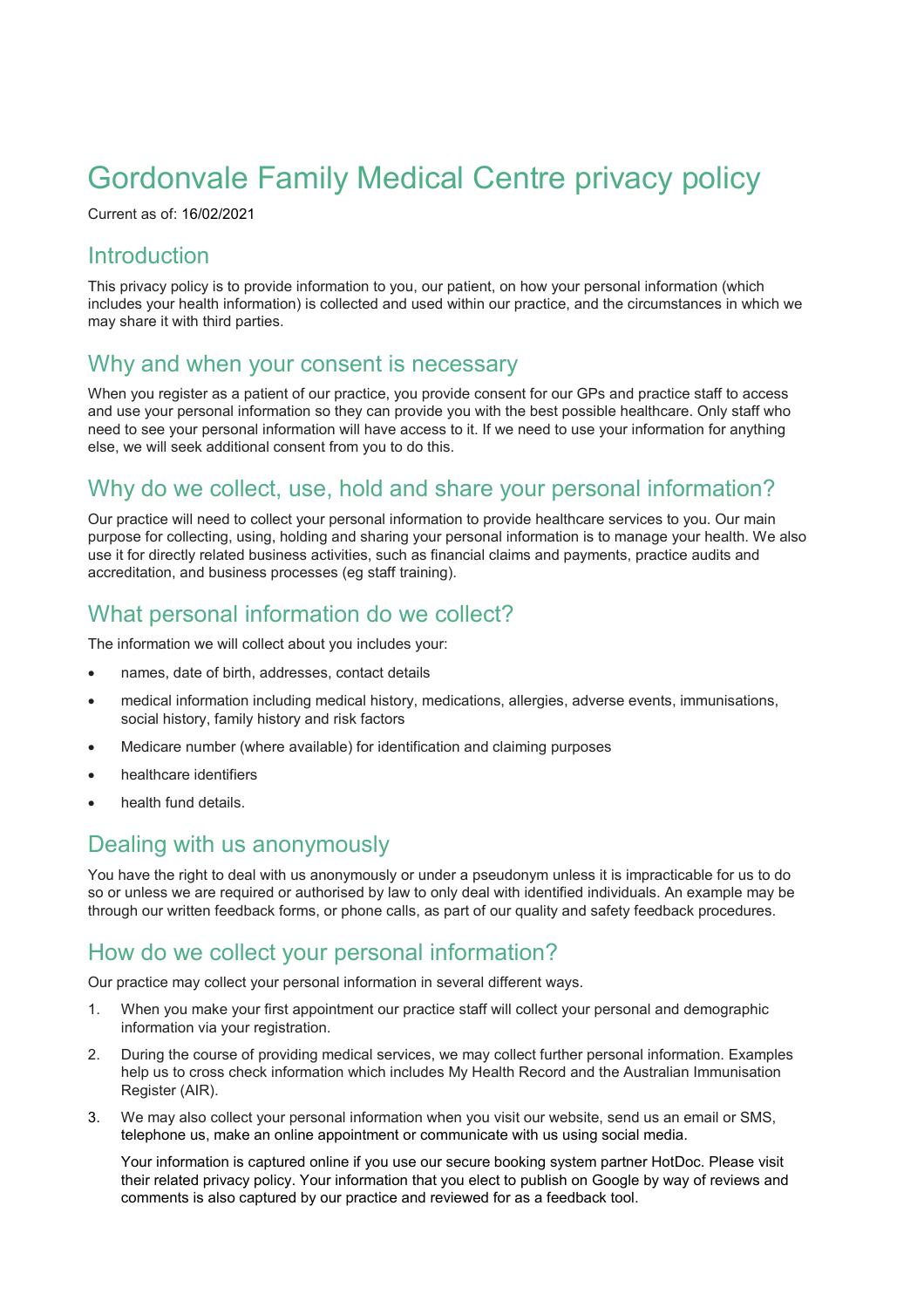# Gordonvale Family Medical Centre privacy policy

Current as of: 16/02/2021

## Introduction

This privacy policy is to provide information to you, our patient, on how your personal information (which includes your health information) is collected and used within our practice, and the circumstances in which we may share it with third parties.

## Why and when your consent is necessary

When you register as a patient of our practice, you provide consent for our GPs and practice staff to access and use your personal information so they can provide you with the best possible healthcare. Only staff who need to see your personal information will have access to it. If we need to use your information for anything else, we will seek additional consent from you to do this.

## Why do we collect, use, hold and share your personal information?

Our practice will need to collect your personal information to provide healthcare services to you. Our main purpose for collecting, using, holding and sharing your personal information is to manage your health. We also use it for directly related business activities, such as financial claims and payments, practice audits and accreditation, and business processes (eg staff training).

## What personal information do we collect?

The information we will collect about you includes your:

- names, date of birth, addresses, contact details
- medical information including medical history, medications, allergies, adverse events, immunisations, social history, family history and risk factors
- Medicare number (where available) for identification and claiming purposes
- healthcare identifiers
- health fund details.

## Dealing with us anonymously

You have the right to deal with us anonymously or under a pseudonym unless it is impracticable for us to do so or unless we are required or authorised by law to only deal with identified individuals. An example may be through our written feedback forms, or phone calls, as part of our quality and safety feedback procedures.

## How do we collect your personal information?

Our practice may collect your personal information in several different ways.

1. When you make your first appointment our practice staff will collect your personal and demographic information via your registration.
2. During the course of providing medical services, we may collect further personal information. Examples help us to cross check information which includes My Health Record and the Australian Immunisation Register (AIR).
3. We may also collect your personal information when you visit our website, send us an email or SMS, telephone us, make an online appointment or communicate with us using social media.

   Your information is captured online if you use our secure booking system partner HotDoc. Please visit their related privacy policy. Your information that you elect to publish on Google by way of reviews and comments is also captured by our practice and reviewed for as a feedback tool.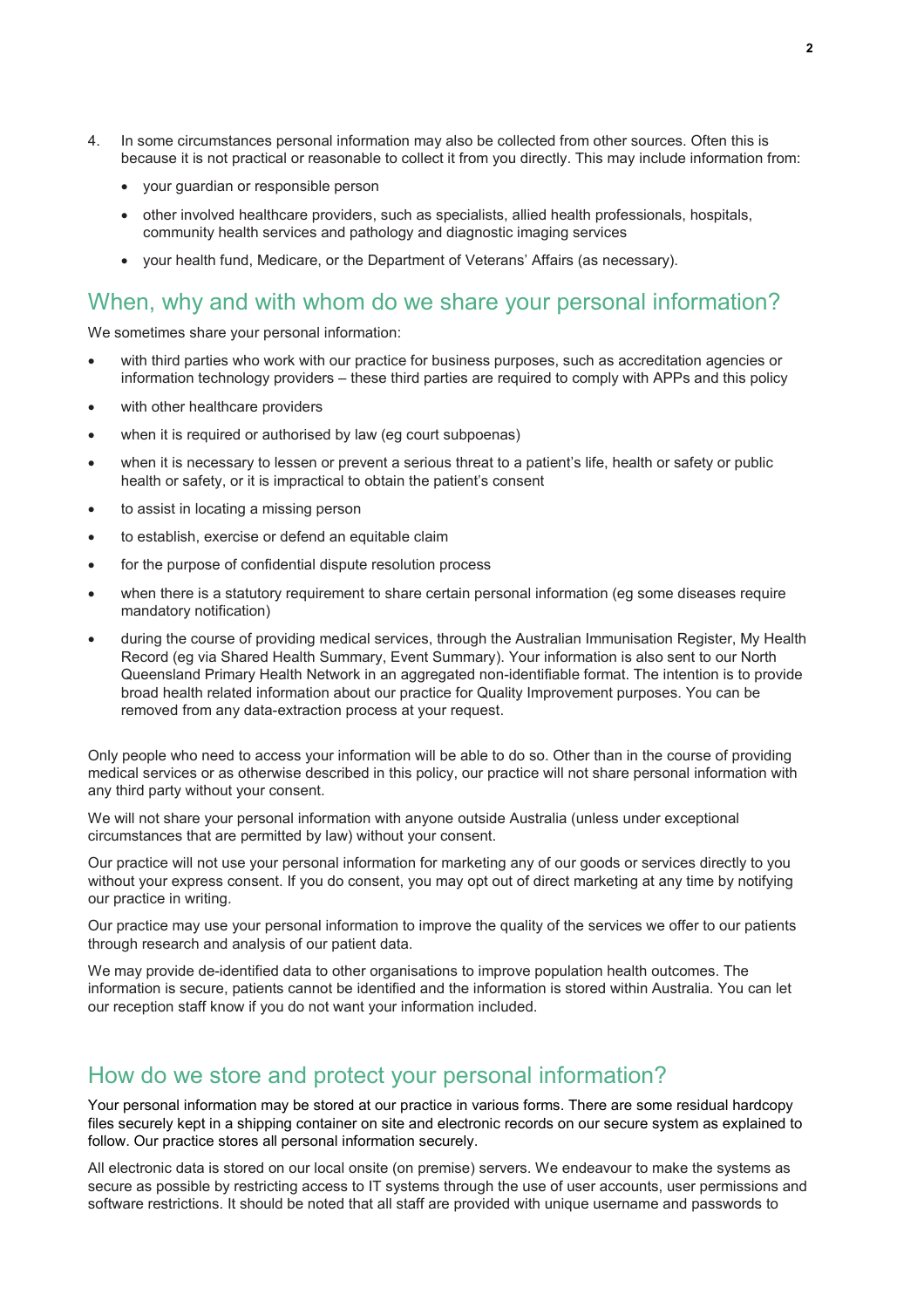4. In some circumstances personal information may also be collected from other sources. Often this is because it is not practical or reasonable to collect it from you directly. This may include information from:
   - your guardian or responsible person
   - other involved healthcare providers, such as specialists, allied health professionals, hospitals, community health services and pathology and diagnostic imaging services
   - your health fund, Medicare, or the Department of Veterans' Affairs (as necessary).

## When, why and with whom do we share your personal information?

We sometimes share your personal information:

- with third parties who work with our practice for business purposes, such as accreditation agencies or information technology providers – these third parties are required to comply with APPs and this policy
- with other healthcare providers
- when it is required or authorised by law (eg court subpoenas)
- when it is necessary to lessen or prevent a serious threat to a patient's life, health or safety or public health or safety, or it is impractical to obtain the patient's consent
- to assist in locating a missing person
- to establish, exercise or defend an equitable claim
- for the purpose of confidential dispute resolution process
- when there is a statutory requirement to share certain personal information (eg some diseases require mandatory notification)
- during the course of providing medical services, through the Australian Immunisation Register, My Health Record (eg via Shared Health Summary, Event Summary). Your information is also sent to our North Queensland Primary Health Network in an aggregated non-identifiable format. The intention is to provide broad health related information about our practice for Quality Improvement purposes. You can be removed from any data-extraction process at your request.

Only people who need to access your information will be able to do so. Other than in the course of providing medical services or as otherwise described in this policy, our practice will not share personal information with any third party without your consent.

We will not share your personal information with anyone outside Australia (unless under exceptional circumstances that are permitted by law) without your consent.

Our practice will not use your personal information for marketing any of our goods or services directly to you without your express consent. If you do consent, you may opt out of direct marketing at any time by notifying our practice in writing.

Our practice may use your personal information to improve the quality of the services we offer to our patients through research and analysis of our patient data.

We may provide de-identified data to other organisations to improve population health outcomes. The information is secure, patients cannot be identified and the information is stored within Australia. You can let our reception staff know if you do not want your information included.

## How do we store and protect your personal information?

Your personal information may be stored at our practice in various forms. There are some residual hardcopy files securely kept in a shipping container on site and electronic records on our secure system as explained to follow. Our practice stores all personal information securely.

All electronic data is stored on our local onsite (on premise) servers. We endeavour to make the systems as secure as possible by restricting access to IT systems through the use of user accounts, user permissions and software restrictions. It should be noted that all staff are provided with unique username and passwords to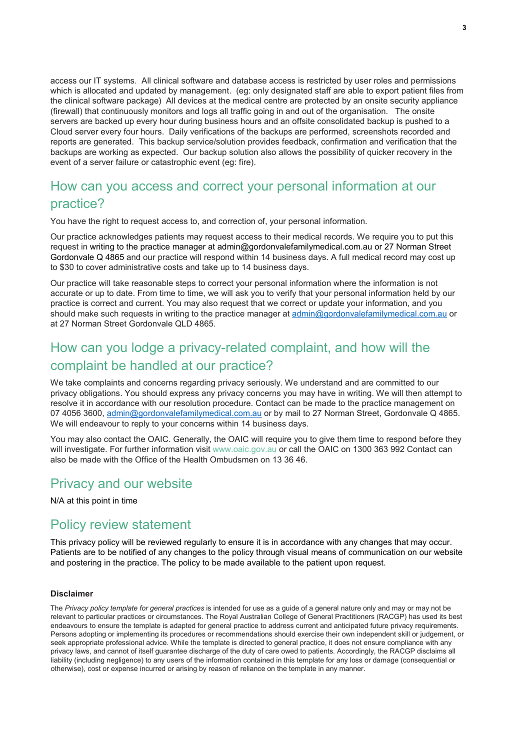access our IT systems. All clinical software and database access is restricted by user roles and permissions which is allocated and updated by management. (eg: only designated staff are able to export patient files from the clinical software package) All devices at the medical centre are protected by an onsite security appliance (firewall) that continuously monitors and logs all traffic going in and out of the organisation. The onsite servers are backed up every hour during business hours and an offsite consolidated backup is pushed to a Cloud server every four hours. Daily verifications of the backups are performed, screenshots recorded and reports are generated. This backup service/solution provides feedback, confirmation and verification that the backups are working as expected. Our backup solution also allows the possibility of quicker recovery in the event of a server failure or catastrophic event (eg: fire).

## How can you access and correct your personal information at our practice?

You have the right to request access to, and correction of, your personal information.

Our practice acknowledges patients may request access to their medical records. We require you to put this request in writing to the practice manager at admin@gordonvalefamilymedical.com.au or 27 Norman Street Gordonvale Q 4865 and our practice will respond within 14 business days. A full medical record may cost up to $30 to cover administrative costs and take up to 14 business days.

Our practice will take reasonable steps to correct your personal information where the information is not accurate or up to date. From time to time, we will ask you to verify that your personal information held by our practice is correct and current. You may also request that we correct or update your information, and you should make such requests in writing to the practice manager at admin@gordonvalefamilymedical.com.au or at 27 Norman Street Gordonvale QLD 4865.

## How can you lodge a privacy-related complaint, and how will the complaint be handled at our practice?

We take complaints and concerns regarding privacy seriously. We understand and are committed to our privacy obligations. You should express any privacy concerns you may have in writing. We will then attempt to resolve it in accordance with our resolution procedure. Contact can be made to the practice management on 07 4056 3600, admin@gordonvalefamilymedical.com.au or by mail to 27 Norman Street, Gordonvale Q 4865. We will endeavour to reply to your concerns within 14 business days.

You may also contact the OAIC. Generally, the OAIC will require you to give them time to respond before they will investigate. For further information visit www.oaic.gov.au or call the OAIC on 1300 363 992 Contact can also be made with the Office of the Health Ombudsmen on 13 36 46.

## Privacy and our website

N/A at this point in time

## Policy review statement

This privacy policy will be reviewed regularly to ensure it is in accordance with any changes that may occur. Patients are to be notified of any changes to the policy through visual means of communication on our website and postering in the practice. The policy to be made available to the patient upon request.

**Disclaimer**

The *Privacy policy template for general practices* is intended for use as a guide of a general nature only and may or may not be relevant to particular practices or circumstances. The Royal Australian College of General Practitioners (RACGP) has used its best endeavours to ensure the template is adapted for general practice to address current and anticipated future privacy requirements. Persons adopting or implementing its procedures or recommendations should exercise their own independent skill or judgement, or seek appropriate professional advice. While the template is directed to general practice, it does not ensure compliance with any privacy laws, and cannot of itself guarantee discharge of the duty of care owed to patients. Accordingly, the RACGP disclaims all liability (including negligence) to any users of the information contained in this template for any loss or damage (consequential or otherwise), cost or expense incurred or arising by reason of reliance on the template in any manner.